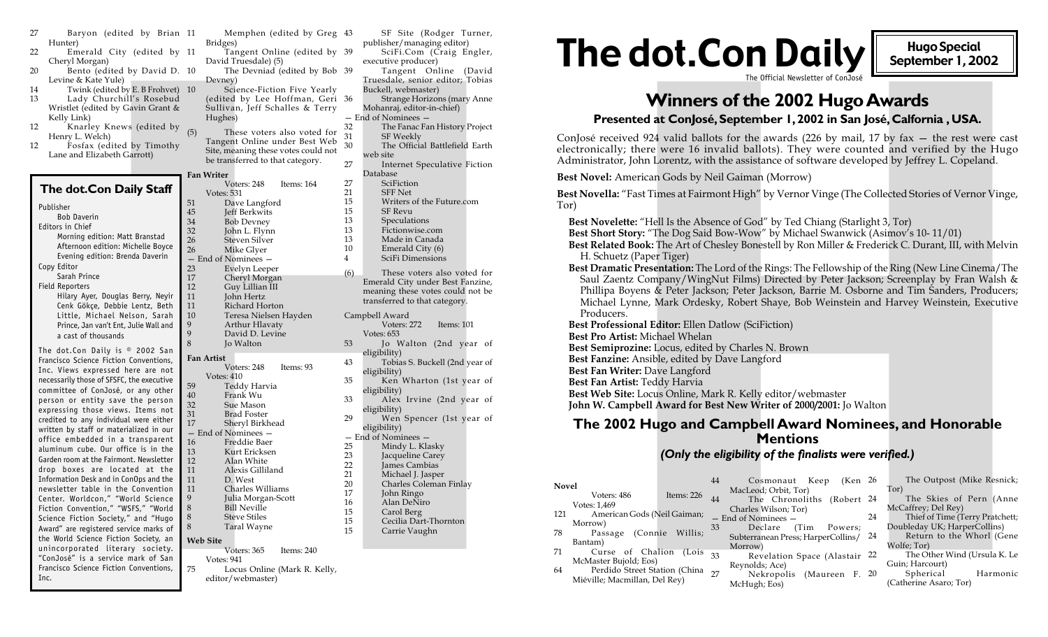# The dot.Con Daily

**Hugo Special**
**September 1, 2002**

The Official Newsletter of ConJosé

## Winners of the 2002 Hugo Awards

### Presented at ConJosé, September 1, 2002 in San José, Calfornia , USA.

ConJosé received 924 valid ballots for the awards (226 by mail, 17 by fax — the rest were cast electronically; there were 16 invalid ballots). They were counted and verified by the Hugo Administrator, John Lorentz, with the assistance of software developed by Jeffrey L. Copeland.

**Best Novel:** American Gods by Neil Gaiman (Morrow)

**Best Novella:** "Fast Times at Fairmont High" by Vernor Vinge (The Collected Stories of Vernor Vinge, Tor)

**Best Novelette:** "Hell Is the Absence of God" by Ted Chiang (Starlight 3, Tor)
**Best Short Story:** "The Dog Said Bow-Wow" by Michael Swanwick (Asimov's 10- 11/01)
**Best Related Book:** The Art of Chesley Bonestell by Ron Miller & Frederick C. Durant, III, with Melvin H. Schuetz (Paper Tiger)
**Best Dramatic Presentation:** The Lord of the Rings: The Fellowship of the Ring (New Line Cinema/The Saul Zaentz Company/WingNut Films) Directed by Peter Jackson; Screenplay by Fran Walsh & Phillipa Boyens & Peter Jackson; Peter Jackson, Barrie M. Osborne and Tim Sanders, Producers; Michael Lynne, Mark Ordesky, Robert Shaye, Bob Weinstein and Harvey Weinstein, Executive Producers.
**Best Professional Editor:** Ellen Datlow (SciFiction)
**Best Pro Artist:** Michael Whelan
**Best Semiprozine:** Locus, edited by Charles N. Brown
**Best Fanzine:** Ansible, edited by Dave Langford
**Best Fan Writer:** Dave Langford
**Best Fan Artist:** Teddy Harvia
**Best Web Site:** Locus Online, Mark R. Kelly editor/webmaster
**John W. Campbell Award for Best New Writer of 2000/2001:** Jo Walton

## The 2002 Hugo and Campbell Award Nominees, and Honorable Mentions

### *(Only the eligibility of the finalists were verified.)*

**Novel**

Voters: 486 Items: 226
Votes: 1,469

121 American Gods (Neil Gaiman; Morrow)
78 Passage (Connie Willis; Bantam)
71 Curse of Chalion (Lois McMaster Bujold; Eos)
64 Perdido Street Station (China Miéville; Macmillan, Del Rey)
44 Cosmonaut Keep (Ken MacLeod; Orbit, Tor)
44 The Chronoliths (Robert Charles Wilson; Tor)
— End of Nominees —
33 Declare (Tim Powers; Subterranean Press; HarperCollins/Morrow)
33 Revelation Space (Alastair Reynolds; Ace)
27 Nekropolis (Maureen F. McHugh; Eos)
26 The Outpost (Mike Resnick; Tor)
24 The Skies of Pern (Anne McCaffrey; Del Rey)
24 Thief of Time (Terry Pratchett; Doubleday UK; HarperCollins)
24 Return to the Whorl (Gene Wolfe; Tor)
22 The Other Wind (Ursula K. Le Guin; Harcourt)
20 Spherical Harmonic (Catherine Asaro; Tor)

---

27 Baryon (edited by Brian Hunter)
22 Emerald City (edited by Cheryl Morgan)
20 Bento (edited by David D. Levine & Kate Yule)
14 Twink (edited by E. B Frohvet)
13 Lady Churchill's Rosebud Wristlet (edited by Gavin Grant & Kelly Link)
12 Knarley Knews (edited by Henry L. Welch)
12 Fosfax (edited by Timothy Lane and Elizabeth Garrott)

### The dot.Con Daily Staff

Publisher
Bob Daverin
Editors in Chief
Morning edition: Matt Branstad
Afternoon edition: Michelle Boyce
Evening edition: Brenda Daverin
Copy Editor
Sarah Prince
Field Reporters
Hilary Ayer, Douglas Berry, Neyir Cenk Gökçe, Debbie Lentz, Beth Little, Michael Nelson, Sarah Prince, Jan van't Ent, Julie Wall and a cast of thousands

The dot.Con Daily is © 2002 San Francisco Science Fiction Conventions, Inc. Views expressed here are not necessarily those of SFSFC, the executive committee of ConJosé, or any other person or entity save the person expressing those views. Items not credited to any individual were either written by staff or materialized in our office embedded in a transparent aluminum cube. Our office is in the Garden room at the Fairmont. Newsletter drop boxes are located at the Information Desk and in ConOps and the newsletter table in the Convention Center. Worldcon," "World Science Fiction Convention," "WSFS," "World Science Fiction Society," and "Hugo Award" are registered service marks of the World Science Fiction Society, an unincorporated literary society. "ConJosé" is a service mark of San Francisco Science Fiction Conventions, Inc.

11 Memphen (edited by Greg Bridges)
11 Tangent Online (edited by David Truesdale) (5)
10 The Devniad (edited by Bob Devney)
10 Science-Fiction Five Yearly (edited by Lee Hoffman, Geri Sullivan, Jeff Schalles & Terry Hughes)

(5) These voters also voted for Tangent Online under Best Web Site, meaning these votes could not be transferred to that category.

**Fan Writer**

Voters: 248 Items: 164
Votes: 531

51 Dave Langford
45 Jeff Berkwits
34 Bob Devney
32 John L. Flynn
26 Steven Silver
26 Mike Glyer
— End of Nominees —
23 Evelyn Leeper
17 Cheryl Morgan
12 Guy Lillian III
11 John Hertz
11 Richard Horton
10 Teresa Nielsen Hayden
9 Arthur Hlavaty
9 David D. Levine
8 Jo Walton

**Fan Artist**

Voters: 248 Items: 93
Votes: 410

59 Teddy Harvia
40 Frank Wu
32 Sue Mason
31 Brad Foster
17 Sheryl Birkhead
— End of Nominees —
16 Freddie Baer
13 Kurt Ericksen
12 Alan White
11 Alexis Gilliland
11 D. West
11 Charles Williams
9 Julia Morgan-Scott
8 Bill Neville
8 Steve Stiles
8 Taral Wayne

**Web Site**

Voters: 365 Items: 240
Votes: 941

75 Locus Online (Mark R. Kelly, editor/webmaster)
43 SF Site (Rodger Turner, publisher/managing editor)
39 SciFi.Com (Craig Engler, executive producer)
39 Tangent Online (David Truesdale, senior editor; Tobias Buckell, webmaster)
36 Strange Horizons (mary Anne Mohanraj, editor-in-chief)
— End of Nominees —
32 The Fanac Fan History Project
31 SF Weekly
30 The Official Battlefield Earth web site
27 Internet Speculative Fiction Database
27 SciFiction
21 SFF Net
15 Writers of the Future.com
15 SF Revu
13 Speculations
13 Fictionwise.com
13 Made in Canada
10 Emerald City (6)
4 SciFi Dimensions

(6) These voters also voted for Emerald City under Best Fanzine, meaning these votes could not be transferred to that category.

**Campbell Award**

Voters: 272 Items: 101
Votes: 653

53 Jo Walton (2nd year of eligibility)
43 Tobias S. Buckell (2nd year of eligibility)
35 Ken Wharton (1st year of eligibility)
33 Alex Irvine (2nd year of eligibility)
29 Wen Spencer (1st year of eligibility)
— End of Nominees —
25 Mindy L. Klasky
23 Jacqueline Carey
22 James Cambias
21 Michael J. Jasper
20 Charles Coleman Finlay
17 John Ringo
16 Alan DeNiro
15 Carol Berg
15 Cecilia Dart-Thornton
15 Carrie Vaughn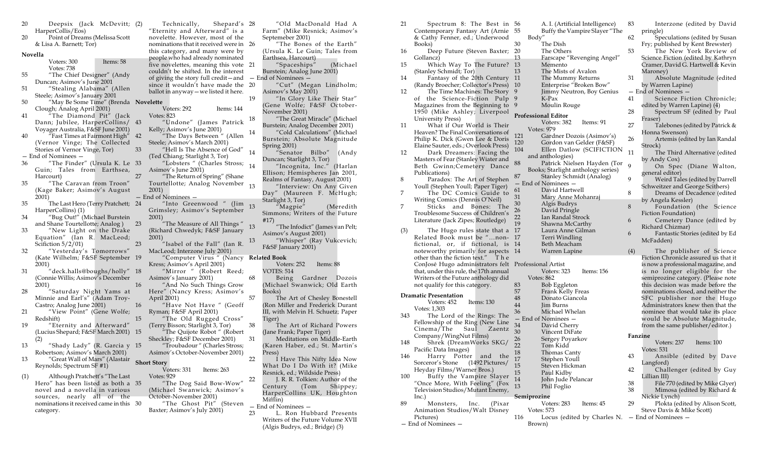20 Deepsix (Jack McDevitt; HarperCollins/Eos)
20 Point of Dreams (Melissa Scott & Lisa A. Barnett; Tor)

**Novella**

Voters: 300 Items: 58
Votes: 738

55 "The Chief Designer" (Andy Duncan; Asimov's June 2001
51 "Stealing Alabama" (Allen Steele; Asimov's January 2001
50 "May Be Some Time" (Brenda Clough; Analog April 2001)
41 "The Diamond Pit" (Jack Dann; Jubilee, HarperCollins/Voyager Australia, F&SF June 2001)
40 "Fast Times at Fairmont High" (Vernor Vinge; The Collected Stories of Vernor Vinge, Tor)
— End of Nominees —
36 "The Finder" (Ursula K. Le Guin; Tales from Earthsea, Harcourt)
35 "The Caravan from Troon" (Kage Baker; Asimov's August 2001)
35 The Last Hero (Terry Pratchett; HarperCollins) (1)
34 "Bug Out!" (Michael Burstein and Shane Tourtellotte; Analog )
33 "New Light on the Drake Equation" (Ian R. MacLeod; Scifiction 5/2/01)
32 "Yesterday's Tomorrows" (Kate Wilhelm; F&SF September 2001)
31 "deck.halls@boughs/holly" (Connie Willis; Asimov's December 2001)
28 "Saturday Night Yams at Minnie and Earl's" (Adam Troy-Castro; Analog June 2001)
21 "View Point" (Gene Wolfe; Redshift)
19 "Eternity and Afterward" (Lucius Shepard; F&SF March 2001) (2)
13 "Shady Lady" (R. Garcia y Robertson; Asimov's March 2001)
13 "Great Wall of Mars" (Alastair Reynolds; Spectrum SF #1)

(1) Although Pratchett's "The Last Hero" has been listed as both a novel and a novella in various sources, nearly all of the nominations it received came in this category.

(2) Technically, Shepard's "Eternity and Afterward" is a novelette. However, most of the nominations that it received were in this category, and many were by people who had already nominated five novelettes, meaning this vote couldn't be shifted. In the interest of giving the story full credit—and since it wouldn't have made the ballot in anyway—we listed it here.

**Novelette**

Voters: 292 Items: 144
Votes: 823

43 "Undone" (James Patrick Kelly; Asimov's June 2001)
42 "The Days Between " (Allen Steele; Asimov's March 2001)
33 "Hell Is The Absence of God" (Ted Chiang; Starlight 3, Tor)
33 "Lobsters " (Charles Stross; Asimov's June 2001)
27 "The Return of Spring" (Shane Tourtellotte; Analog November 2001)
— End of Nominees —
24 "Into Greenwood " (Jim Grimsley; Asimov's September 2001)
23 "The Measure of All Things " (Richard Chwedyk; F&SF January 2001)
23 "Isabel of the Fall" (Ian R. MacLeod; Interzone July 2001)
19 "Computer Virus " (Nancy Kress; Asimov's April 2001)
18 "Mirror " (Robert Reed; Asimov's January 2001)
16 "And No Such Things Grow Here" (Nancy Kress; Asimov's April 2001)
16 "Have Not Have " (Geoff Ryman; F&SF April 2001)
15 "The Old Rugged Cross" (Terry Bisson; Starlight 3, Tor)
15 "The Quijote Robot " (Robert Sheckley; F&SF December 2001)
15 "Troubadour " (Charles Stross; Asimov's October-November 2001)

**Short Story**

Voters: 331 Items: 263
Votes: 929

35 "The Dog Said Bow-Wow" (Michael Swanwick; Asimov's October-November 2001)
30 "The Ghost Pit" (Steven Baxter; Asimov's July 2001)
28 "Old MacDonald Had A Farm" (Mike Resnick; Asimov's Septemeber 2001)
26 "The Bones of the Earth" (Ursula K. Le Guin; Tales from Earthsea, Harcourt)
21 "Spaceships" (Michael Burstein; Analog June 2001)
— End of Nominees —
20 "Cut" (Megan Lindholm; Asimov's May 2001)
19 "In Glory Like Their Star" (Gene Wolfe; F&SF October-November 2001)
18 "The Great Miracle" (Michael Burstein; Analog December 2001)
14 "Cold Calculations" (Michael Burstein; Absolute Magnitude Spring 2001)
14 "Senator Bilbo" (Andy Duncan; Starlight 3, Tor)
14 "Incognita, Inc." (Harlan Ellison; Hemispheres Jan 2001, Realms of Fantasy, August 2001)
13 "Interview: On Any Given Day" (Maureen F. McHugh; Starlight 3, Tor)
13 "Magpie" (Meredith Simmons; Writers of the Future #17)
13 "The Infodict" (James van Pelt; Asimov's August 2001)
13 "Whisper" (Ray Vukcevich; F&SF January 2001)

**Related Book**

Voters: 252 Items: 88
VOTES: 514

68 Being Gardner Dozois (Michael Swanwick; Old Earth Books)
57 The Art of Chesley Bonestell (Ron Miller and Frederick Durant III, with Melvin H. Schuetz; Paper Tiger)
38 The Art of Richard Powers (Jane Frank; Paper Tiger)
31 Meditations on Middle-Earth (Karen Haber, ed.; St. Martin's Press)
22 I Have This Nifty Idea Now What Do I Do With it? (Mike Resnick, ed.; Wildside Press)
22 J. R. R. Tolkien: Author of the Century (Tom Shippey; HarperCollins UK, Houghton Mifflin)
— End of Nominees —
23 L. Ron Hubbard Presents Writers of the Future Volume XVII (Algis Budrys, ed.; Bridge) (3)
21 Spectrum 8: The Best in Contemporary Fantasy Art (Arnie & Cathy Fenner, ed.; Underwood Books)
16 Deep Future (Steven Baxter; Gollancz)
15 Which Way To The Future? (Stanley Schmidt; Tor)
14 Fantasy of the 20th Century (Randy Broecher; Collector's Press)
12 The Time Machines: The Story of the Science-Fiction Pulp Magazines from the Beginning to 1950 (Mike Ashley; Liverpool University Press)
11 What if Our World is Their Heaven? The Final Conversations of Philip K. Dick (Gwen Lee & Doris Elaine Sauter, eds.; Overlook Press)
12 Dark Dreamers: Facing the Masters of Fear (Stanley Wiater and Beth Gwinn;Cemetery Dance Publications)
8 Paradox: The Art of Stephen Youll (Stephen Youll; Paper Tiger)
7 The DC Comics Guide to Writing Comics (Dennis O'Neil)
7 Sticks and Bones: The Troublesome Success of Children's Literature (Jack Zipes; Routledge)

(3) The Hugo rules state that a Related Book must be "…non-fictional, or, if fictional, is noteworthy primarily for aspects other than the fiction text." The ConJosé Hugo administrators felt that, under this rule, the 17th annual Writers of the Future anthology did not qualify for this category.

**Dramatic Presentation**

Voters: 452 Items: 130
Votes: 1,303

343 The Lord of the Rings: The Fellowship of the Ring (New Line Cinema/The Saul Zaentz Company/WingNut Films)
148 Shrek (DreamWorks SKG/Pacific Data Images)
146 Harry Potter and the Sorceror's Stone (1492 Pictures/Heyday Films/Warner Bros.)
100 Buffy the Vampire Slayer "Once More, With Feeling" (Fox Television Studios/Mutant Enemy, Inc.)
89 Monsters, Inc. (Pixar Animation Studios/Walt Disney Pictures)
— End of Nominees —
56 A. I. (Artificial Intelligence)
55 Buffy the Vampire Slayer "The Body"
30 The Dish
20 The Others
13 Farscape "Revenging Angel"
13 Memento
13 The Mists of Avalon
11 The Mummy Returns
10 Enterprise "Broken Bow"
9 Jimmy Neutron, Boy Genius
9 K-Pax
9 Moulin Rouge

**Professional Editor**

Voters: 382 Items: 91
Votes: 979

121 Gardner Dozois (Asimov's)
120 Gordon van Gelder (F&SF)
104 Ellen Datlow (SCIFICTION and anthologies)
88 Patrick Nielsen Hayden (Tor Books; Starlight anthology series)
87 Stanley Schmidt (Analog)
— End of Nominees —
61 David Hartwell
31 Mary Anne Mohanraj
30 Algis Budrys
26 David Pringle
22 Ian Randal Strock
19 Shawna McCarthy
17 Laura Anne Gilman
17 Terri Windling
14 Beth Meacham
14 Warren Lapine

**Professional Artist**

Voters: 323 Items: 156
Votes: 862

83 Bob Eggleton
57 Frank Kelly Freas
48 Donato Giancola
44 Jim Burns
36 Michael Whelan
— End of Nominees —
34 David Cherry
30 Vincent DiFate
26 Sergey Poyarkov
22 Tom Kidd
18 Thomas Canty
17 Stephen Youll
15 Steven Hickman
15 Paul Kidby
14 John Jude Pelancar
13 Phil Foglio

**Semiprozine**

Voters: 283 Items: 45
Votes: 573

116 Locus (edited by Charles N. Brown)
83 Interzone (edited by David pringle)
62 Speculations (edited by Susan Fry; published by Kent Brewster)
53 The New York Review of Science Fiction (edited by Kathryn Cramer, David G. Hartwell & Kevin Maroney)
31 Absolute Magnitude (edited by Warren Lapine)
— End of Nominees —
41 Science Fiction Chronicle; edited by Warren Lapine) (4)
28 Spectrum SF (edited by Paul Fraser)
27 Talebones (edited by Patrick & Honna Swenson)
26 Artemis (edited by Ian Randal Strock)
11 The Third Alternative (edited by Andy Cox)
9 On Spec (Diane Walton, general editor)
9 Weird Tales (edited by Darrell Schweitzer and George Scithers)
8 Dreams of Decadence (edited by Angela Kessler)
8 Foundation (the Science Fiction Foundation)
6 Cemetery Dance (edited by Richard Chizmar)
6 Fantastic Stories (edited by Ed McFadden)

(4) The publisher of Science Fiction Chronicle assured us that it is now a professional magazine, and is no longer eligible for the semiprozine category. (Please note this decision was made before the nominations closed, and neither the SFC publisher nor the Hugo Administrators knew then that the nominee that would take its place would be Absolute Magnitude, from the same publisher/editor.)

**Fanzine**

Voters: 237 Items: 100
Votes: 531

43 Ansible (edited by Dave Langford)
42 Challenger (edited by Guy Lillian III)
38 File 770 (edited by Mike Glyer)
38 Mimosa (edited by Richard & Nickie Lynch)
29 Plokta (edited by Alison Scott, Steve Davis & Mike Scott)
— End of Nominees —